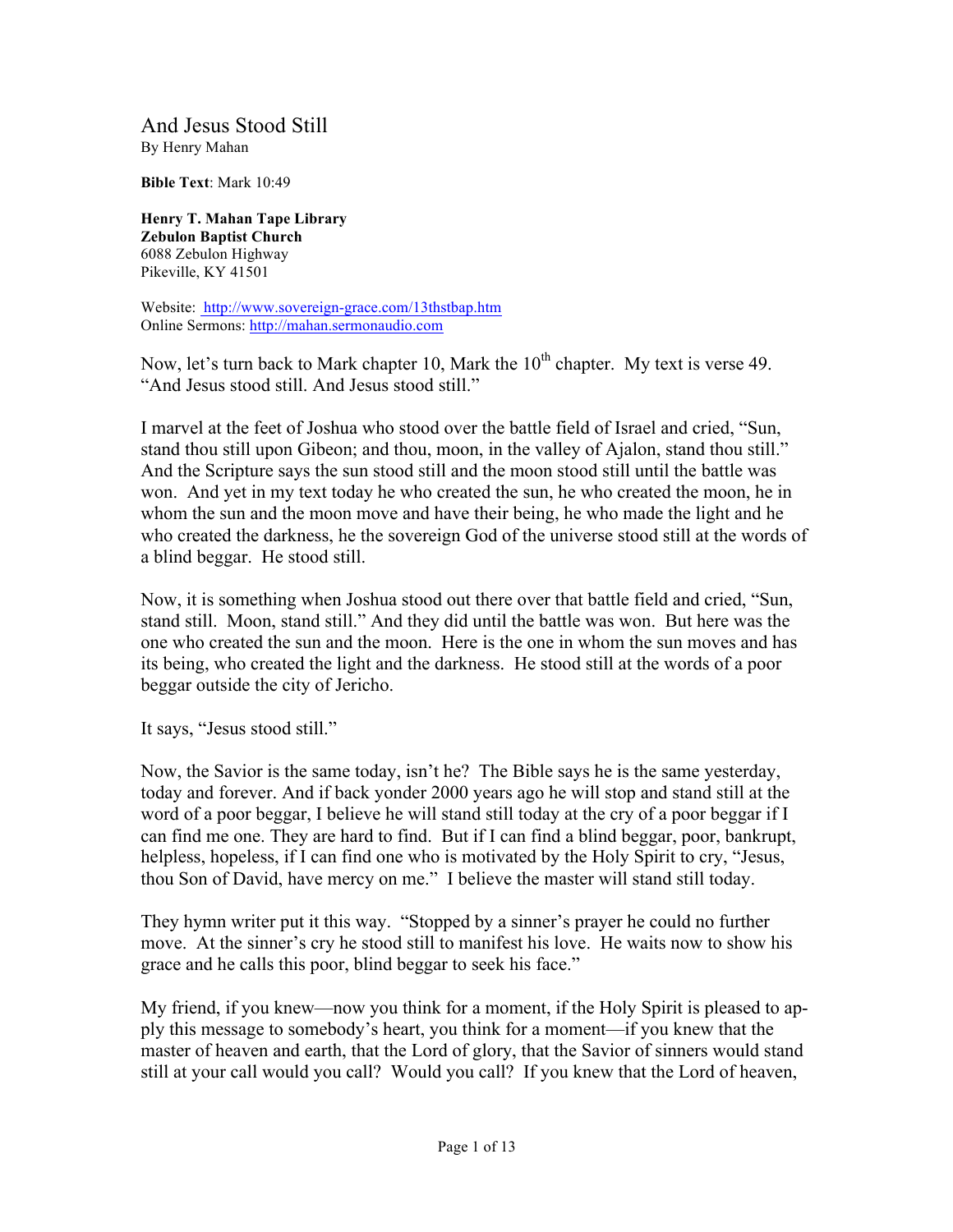# And Jesus Stood Still

By Henry Mahan

**Bible Text**: Mark 10:49

**Henry T. Mahan Tape Library**
**Zebulon Baptist Church**
6088 Zebulon Highway
Pikeville, KY 41501

Website: http://www.sovereign-grace.com/13thstbap.htm
Online Sermons: http://mahan.sermonaudio.com

Now, let's turn back to Mark chapter 10, Mark the 10th chapter. My text is verse 49. "And Jesus stood still. And Jesus stood still."

I marvel at the feet of Joshua who stood over the battle field of Israel and cried, "Sun, stand thou still upon Gibeon; and thou, moon, in the valley of Ajalon, stand thou still." And the Scripture says the sun stood still and the moon stood still until the battle was won. And yet in my text today he who created the sun, he who created the moon, he in whom the sun and the moon move and have their being, he who made the light and he who created the darkness, he the sovereign God of the universe stood still at the words of a blind beggar. He stood still.

Now, it is something when Joshua stood out there over that battle field and cried, "Sun, stand still. Moon, stand still." And they did until the battle was won. But here was the one who created the sun and the moon. Here is the one in whom the sun moves and has its being, who created the light and the darkness. He stood still at the words of a poor beggar outside the city of Jericho.

It says, "Jesus stood still."

Now, the Savior is the same today, isn't he? The Bible says he is the same yesterday, today and forever. And if back yonder 2000 years ago he will stop and stand still at the word of a poor beggar, I believe he will stand still today at the cry of a poor beggar if I can find me one. They are hard to find. But if I can find a blind beggar, poor, bankrupt, helpless, hopeless, if I can find one who is motivated by the Holy Spirit to cry, "Jesus, thou Son of David, have mercy on me." I believe the master will stand still today.

They hymn writer put it this way. "Stopped by a sinner's prayer he could no further move. At the sinner's cry he stood still to manifest his love. He waits now to show his grace and he calls this poor, blind beggar to seek his face."

My friend, if you knew—now you think for a moment, if the Holy Spirit is pleased to apply this message to somebody's heart, you think for a moment—if you knew that the master of heaven and earth, that the Lord of glory, that the Savior of sinners would stand still at your call would you call? Would you call? If you knew that the Lord of heaven,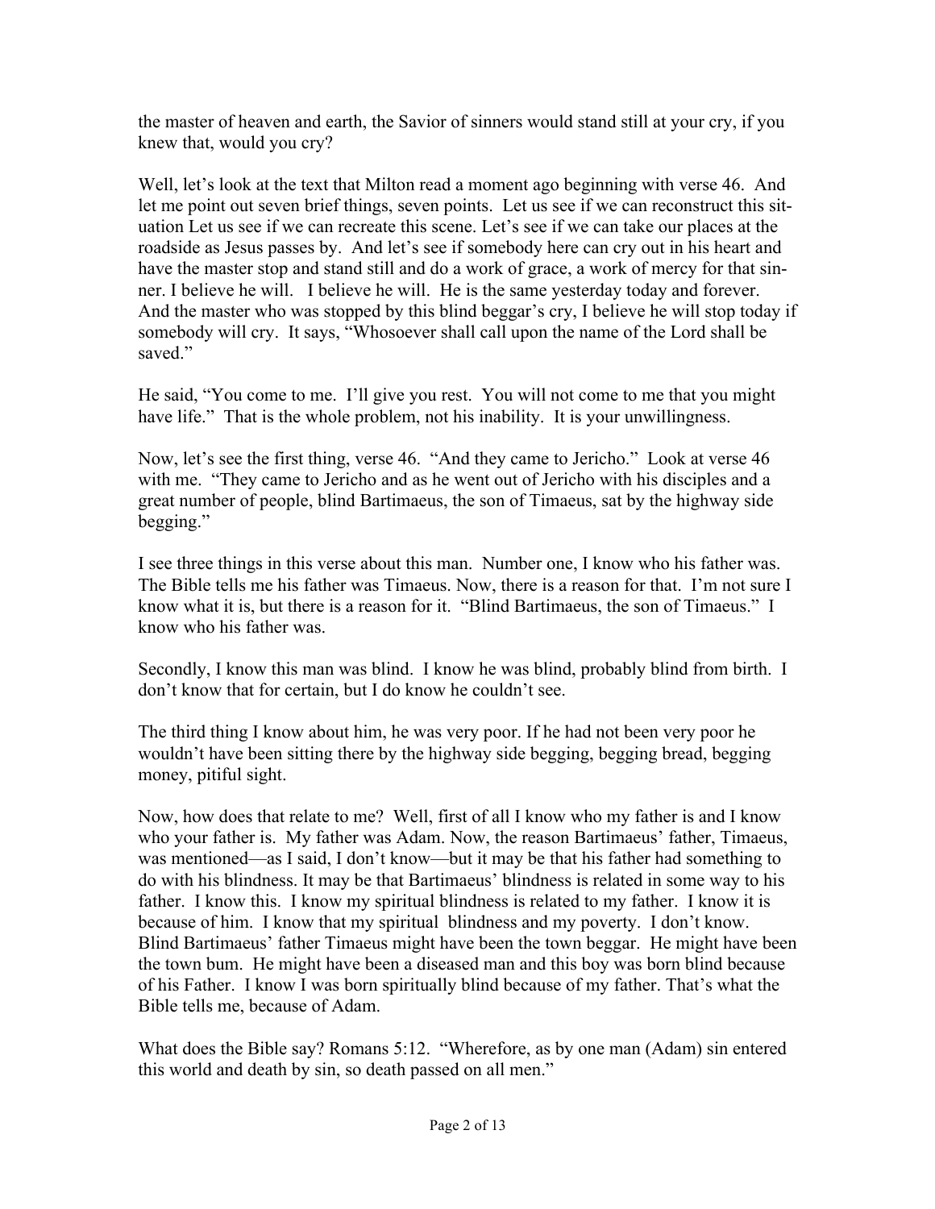the master of heaven and earth, the Savior of sinners would stand still at your cry, if you knew that, would you cry?

Well, let's look at the text that Milton read a moment ago beginning with verse 46. And let me point out seven brief things, seven points. Let us see if we can reconstruct this situation Let us see if we can recreate this scene. Let's see if we can take our places at the roadside as Jesus passes by. And let's see if somebody here can cry out in his heart and have the master stop and stand still and do a work of grace, a work of mercy for that sinner. I believe he will. I believe he will. He is the same yesterday today and forever. And the master who was stopped by this blind beggar's cry, I believe he will stop today if somebody will cry. It says, "Whosoever shall call upon the name of the Lord shall be saved."

He said, "You come to me. I'll give you rest. You will not come to me that you might have life." That is the whole problem, not his inability. It is your unwillingness.

Now, let's see the first thing, verse 46. "And they came to Jericho." Look at verse 46 with me. "They came to Jericho and as he went out of Jericho with his disciples and a great number of people, blind Bartimaeus, the son of Timaeus, sat by the highway side begging."

I see three things in this verse about this man. Number one, I know who his father was. The Bible tells me his father was Timaeus. Now, there is a reason for that. I'm not sure I know what it is, but there is a reason for it. "Blind Bartimaeus, the son of Timaeus." I know who his father was.

Secondly, I know this man was blind. I know he was blind, probably blind from birth. I don't know that for certain, but I do know he couldn't see.

The third thing I know about him, he was very poor. If he had not been very poor he wouldn't have been sitting there by the highway side begging, begging bread, begging money, pitiful sight.

Now, how does that relate to me? Well, first of all I know who my father is and I know who your father is. My father was Adam. Now, the reason Bartimaeus' father, Timaeus, was mentioned—as I said, I don't know—but it may be that his father had something to do with his blindness. It may be that Bartimaeus' blindness is related in some way to his father. I know this. I know my spiritual blindness is related to my father. I know it is because of him. I know that my spiritual blindness and my poverty. I don't know. Blind Bartimaeus' father Timaeus might have been the town beggar. He might have been the town bum. He might have been a diseased man and this boy was born blind because of his Father. I know I was born spiritually blind because of my father. That's what the Bible tells me, because of Adam.

What does the Bible say? Romans 5:12. "Wherefore, as by one man (Adam) sin entered this world and death by sin, so death passed on all men."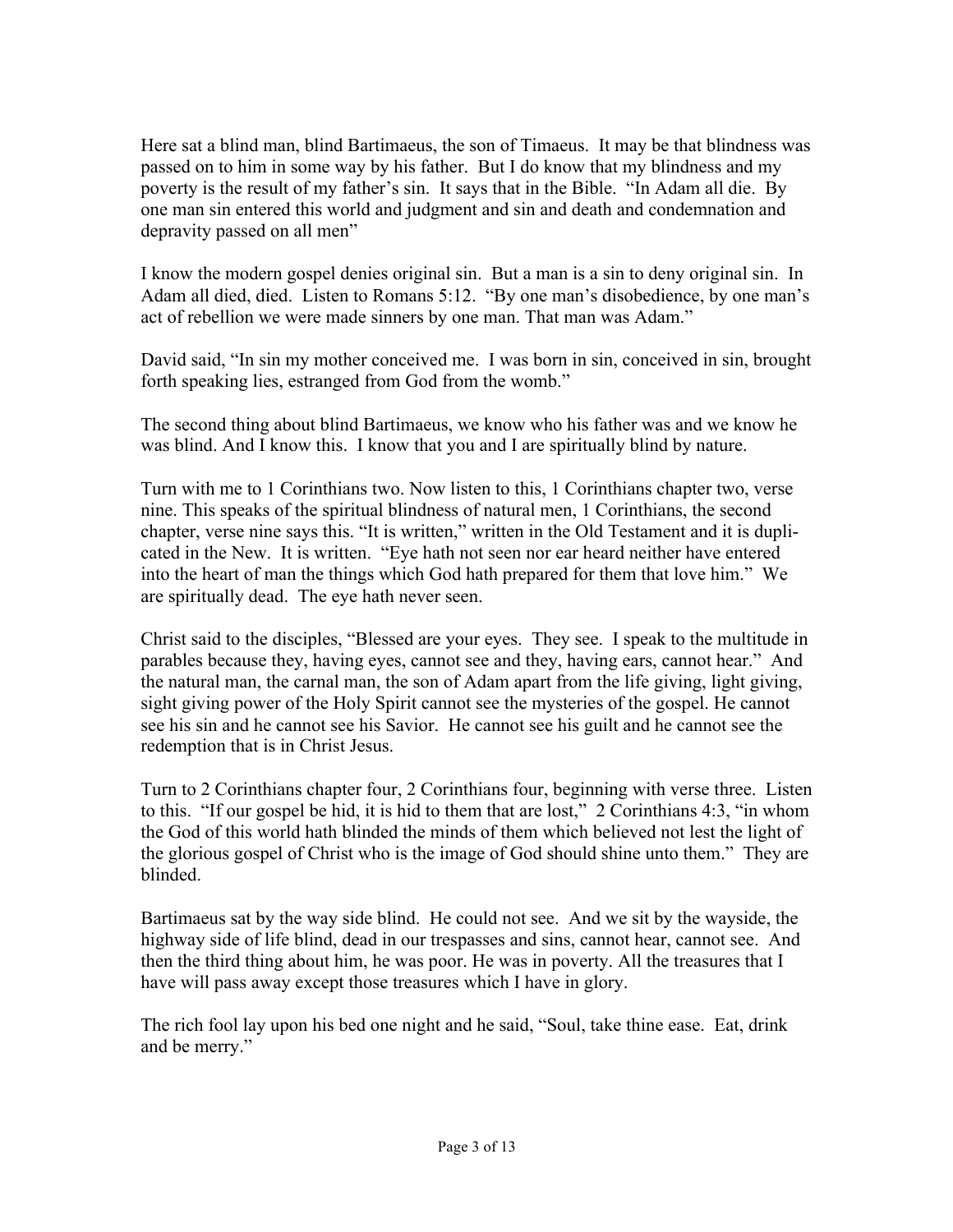Here sat a blind man, blind Bartimaeus, the son of Timaeus. It may be that blindness was passed on to him in some way by his father. But I do know that my blindness and my poverty is the result of my father's sin. It says that in the Bible. "In Adam all die. By one man sin entered this world and judgment and sin and death and condemnation and depravity passed on all men"

I know the modern gospel denies original sin. But a man is a sin to deny original sin. In Adam all died, died. Listen to Romans 5:12. "By one man's disobedience, by one man's act of rebellion we were made sinners by one man. That man was Adam."

David said, "In sin my mother conceived me. I was born in sin, conceived in sin, brought forth speaking lies, estranged from God from the womb."

The second thing about blind Bartimaeus, we know who his father was and we know he was blind. And I know this. I know that you and I are spiritually blind by nature.

Turn with me to 1 Corinthians two. Now listen to this, 1 Corinthians chapter two, verse nine. This speaks of the spiritual blindness of natural men, 1 Corinthians, the second chapter, verse nine says this. "It is written," written in the Old Testament and it is duplicated in the New. It is written. "Eye hath not seen nor ear heard neither have entered into the heart of man the things which God hath prepared for them that love him." We are spiritually dead. The eye hath never seen.

Christ said to the disciples, "Blessed are your eyes. They see. I speak to the multitude in parables because they, having eyes, cannot see and they, having ears, cannot hear." And the natural man, the carnal man, the son of Adam apart from the life giving, light giving, sight giving power of the Holy Spirit cannot see the mysteries of the gospel. He cannot see his sin and he cannot see his Savior. He cannot see his guilt and he cannot see the redemption that is in Christ Jesus.

Turn to 2 Corinthians chapter four, 2 Corinthians four, beginning with verse three. Listen to this. "If our gospel be hid, it is hid to them that are lost," 2 Corinthians 4:3, "in whom the God of this world hath blinded the minds of them which believed not lest the light of the glorious gospel of Christ who is the image of God should shine unto them." They are blinded.

Bartimaeus sat by the way side blind. He could not see. And we sit by the wayside, the highway side of life blind, dead in our trespasses and sins, cannot hear, cannot see. And then the third thing about him, he was poor. He was in poverty. All the treasures that I have will pass away except those treasures which I have in glory.

The rich fool lay upon his bed one night and he said, "Soul, take thine ease. Eat, drink and be merry."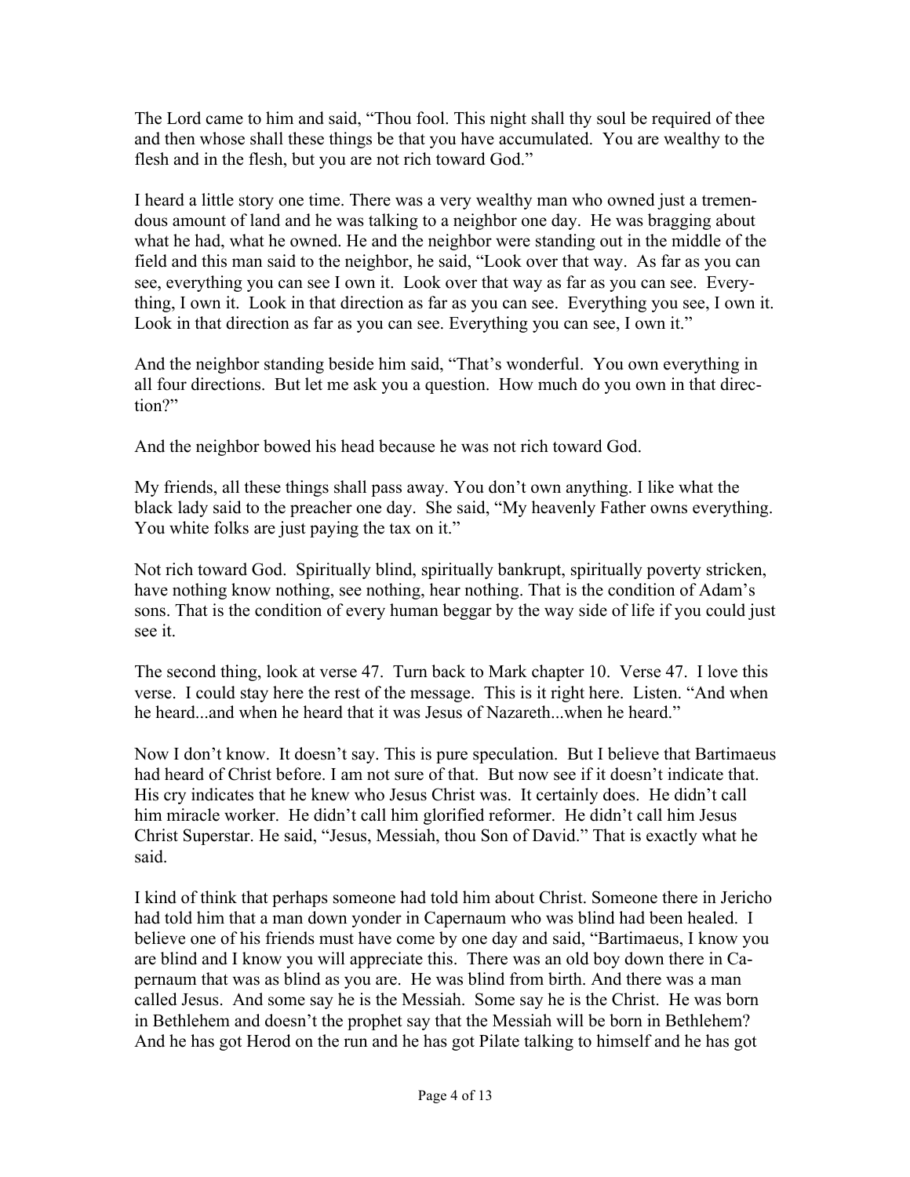The Lord came to him and said, "Thou fool. This night shall thy soul be required of thee and then whose shall these things be that you have accumulated. You are wealthy to the flesh and in the flesh, but you are not rich toward God."

I heard a little story one time. There was a very wealthy man who owned just a tremendous amount of land and he was talking to a neighbor one day. He was bragging about what he had, what he owned. He and the neighbor were standing out in the middle of the field and this man said to the neighbor, he said, "Look over that way. As far as you can see, everything you can see I own it. Look over that way as far as you can see. Everything, I own it. Look in that direction as far as you can see. Everything you see, I own it. Look in that direction as far as you can see. Everything you can see, I own it."

And the neighbor standing beside him said, "That's wonderful. You own everything in all four directions. But let me ask you a question. How much do you own in that direction?"

And the neighbor bowed his head because he was not rich toward God.

My friends, all these things shall pass away. You don't own anything. I like what the black lady said to the preacher one day. She said, "My heavenly Father owns everything. You white folks are just paying the tax on it."

Not rich toward God. Spiritually blind, spiritually bankrupt, spiritually poverty stricken, have nothing know nothing, see nothing, hear nothing. That is the condition of Adam's sons. That is the condition of every human beggar by the way side of life if you could just see it.

The second thing, look at verse 47. Turn back to Mark chapter 10. Verse 47. I love this verse. I could stay here the rest of the message. This is it right here. Listen. "And when he heard...and when he heard that it was Jesus of Nazareth...when he heard."

Now I don't know. It doesn't say. This is pure speculation. But I believe that Bartimaeus had heard of Christ before. I am not sure of that. But now see if it doesn't indicate that. His cry indicates that he knew who Jesus Christ was. It certainly does. He didn't call him miracle worker. He didn't call him glorified reformer. He didn't call him Jesus Christ Superstar. He said, "Jesus, Messiah, thou Son of David." That is exactly what he said.

I kind of think that perhaps someone had told him about Christ. Someone there in Jericho had told him that a man down yonder in Capernaum who was blind had been healed. I believe one of his friends must have come by one day and said, "Bartimaeus, I know you are blind and I know you will appreciate this. There was an old boy down there in Capernaum that was as blind as you are. He was blind from birth. And there was a man called Jesus. And some say he is the Messiah. Some say he is the Christ. He was born in Bethlehem and doesn't the prophet say that the Messiah will be born in Bethlehem? And he has got Herod on the run and he has got Pilate talking to himself and he has got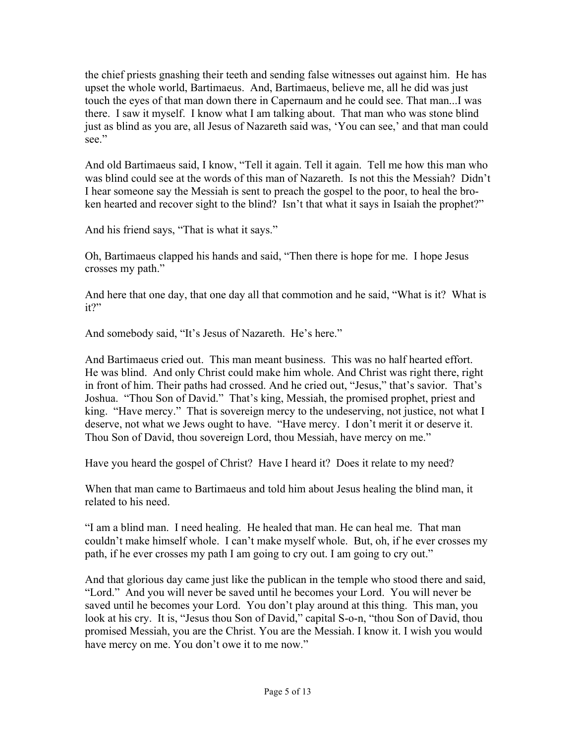the chief priests gnashing their teeth and sending false witnesses out against him. He has upset the whole world, Bartimaeus. And, Bartimaeus, believe me, all he did was just touch the eyes of that man down there in Capernaum and he could see. That man...I was there. I saw it myself. I know what I am talking about. That man who was stone blind just as blind as you are, all Jesus of Nazareth said was, 'You can see,' and that man could see."

And old Bartimaeus said, I know, "Tell it again. Tell it again. Tell me how this man who was blind could see at the words of this man of Nazareth. Is not this the Messiah? Didn't I hear someone say the Messiah is sent to preach the gospel to the poor, to heal the broken hearted and recover sight to the blind? Isn't that what it says in Isaiah the prophet?"

And his friend says, "That is what it says."

Oh, Bartimaeus clapped his hands and said, "Then there is hope for me. I hope Jesus crosses my path."

And here that one day, that one day all that commotion and he said, "What is it? What is it?"

And somebody said, "It's Jesus of Nazareth. He's here."

And Bartimaeus cried out. This man meant business. This was no half hearted effort. He was blind. And only Christ could make him whole. And Christ was right there, right in front of him. Their paths had crossed. And he cried out, "Jesus," that's savior. That's Joshua. "Thou Son of David." That's king, Messiah, the promised prophet, priest and king. "Have mercy." That is sovereign mercy to the undeserving, not justice, not what I deserve, not what we Jews ought to have. "Have mercy. I don't merit it or deserve it. Thou Son of David, thou sovereign Lord, thou Messiah, have mercy on me."

Have you heard the gospel of Christ? Have I heard it? Does it relate to my need?

When that man came to Bartimaeus and told him about Jesus healing the blind man, it related to his need.

"I am a blind man. I need healing. He healed that man. He can heal me. That man couldn't make himself whole. I can't make myself whole. But, oh, if he ever crosses my path, if he ever crosses my path I am going to cry out. I am going to cry out."

And that glorious day came just like the publican in the temple who stood there and said, "Lord." And you will never be saved until he becomes your Lord. You will never be saved until he becomes your Lord. You don't play around at this thing. This man, you look at his cry. It is, "Jesus thou Son of David," capital S-o-n, "thou Son of David, thou promised Messiah, you are the Christ. You are the Messiah. I know it. I wish you would have mercy on me. You don't owe it to me now."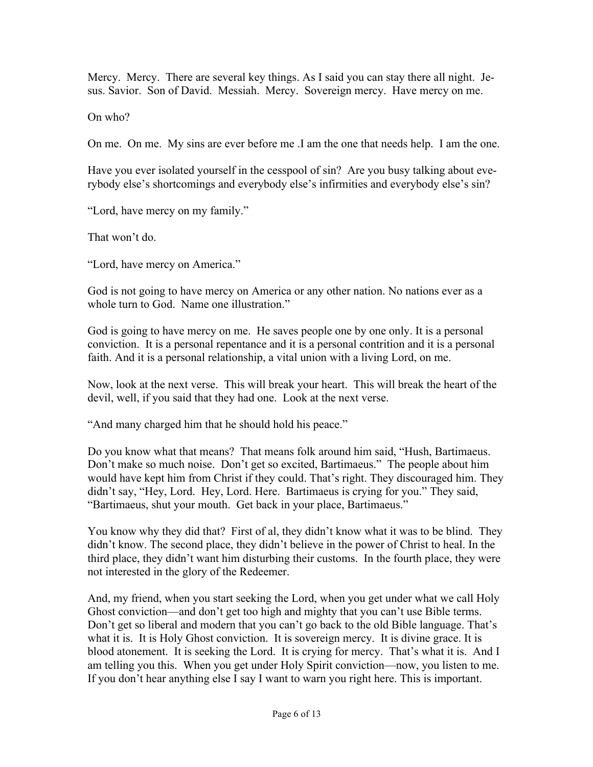Mercy. Mercy. There are several key things. As I said you can stay there all night. Jesus. Savior. Son of David. Messiah. Mercy. Sovereign mercy. Have mercy on me.

On who?

On me. On me. My sins are ever before me .I am the one that needs help. I am the one.

Have you ever isolated yourself in the cesspool of sin? Are you busy talking about everybody else's shortcomings and everybody else's infirmities and everybody else's sin?

"Lord, have mercy on my family."

That won't do.

"Lord, have mercy on America."

God is not going to have mercy on America or any other nation. No nations ever as a whole turn to God. Name one illustration."

God is going to have mercy on me. He saves people one by one only. It is a personal conviction. It is a personal repentance and it is a personal contrition and it is a personal faith. And it is a personal relationship, a vital union with a living Lord, on me.

Now, look at the next verse. This will break your heart. This will break the heart of the devil, well, if you said that they had one. Look at the next verse.

"And many charged him that he should hold his peace."

Do you know what that means? That means folk around him said, "Hush, Bartimaeus. Don't make so much noise. Don't get so excited, Bartimaeus." The people about him would have kept him from Christ if they could. That's right. They discouraged him. They didn't say, "Hey, Lord. Hey, Lord. Here. Bartimaeus is crying for you." They said, "Bartimaeus, shut your mouth. Get back in your place, Bartimaeus."

You know why they did that? First of al, they didn't know what it was to be blind. They didn't know. The second place, they didn't believe in the power of Christ to heal. In the third place, they didn't want him disturbing their customs. In the fourth place, they were not interested in the glory of the Redeemer.

And, my friend, when you start seeking the Lord, when you get under what we call Holy Ghost conviction—and don't get too high and mighty that you can't use Bible terms. Don't get so liberal and modern that you can't go back to the old Bible language. That's what it is. It is Holy Ghost conviction. It is sovereign mercy. It is divine grace. It is blood atonement. It is seeking the Lord. It is crying for mercy. That's what it is. And I am telling you this. When you get under Holy Spirit conviction—now, you listen to me. If you don't hear anything else I say I want to warn you right here. This is important.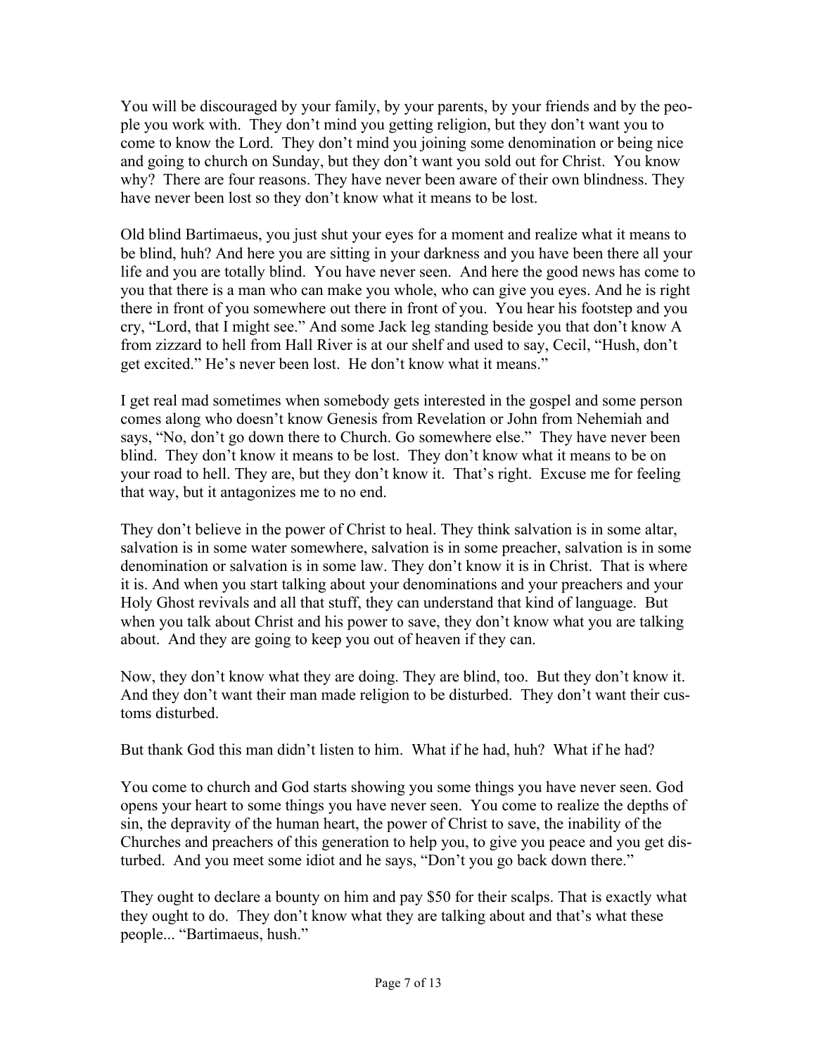You will be discouraged by your family, by your parents, by your friends and by the people you work with. They don't mind you getting religion, but they don't want you to come to know the Lord. They don't mind you joining some denomination or being nice and going to church on Sunday, but they don't want you sold out for Christ. You know why? There are four reasons. They have never been aware of their own blindness. They have never been lost so they don't know what it means to be lost.

Old blind Bartimaeus, you just shut your eyes for a moment and realize what it means to be blind, huh? And here you are sitting in your darkness and you have been there all your life and you are totally blind. You have never seen. And here the good news has come to you that there is a man who can make you whole, who can give you eyes. And he is right there in front of you somewhere out there in front of you. You hear his footstep and you cry, "Lord, that I might see." And some Jack leg standing beside you that don't know A from zizzard to hell from Hall River is at our shelf and used to say, Cecil, "Hush, don't get excited." He's never been lost. He don't know what it means."

I get real mad sometimes when somebody gets interested in the gospel and some person comes along who doesn't know Genesis from Revelation or John from Nehemiah and says, "No, don't go down there to Church. Go somewhere else." They have never been blind. They don't know it means to be lost. They don't know what it means to be on your road to hell. They are, but they don't know it. That's right. Excuse me for feeling that way, but it antagonizes me to no end.

They don't believe in the power of Christ to heal. They think salvation is in some altar, salvation is in some water somewhere, salvation is in some preacher, salvation is in some denomination or salvation is in some law. They don't know it is in Christ. That is where it is. And when you start talking about your denominations and your preachers and your Holy Ghost revivals and all that stuff, they can understand that kind of language. But when you talk about Christ and his power to save, they don't know what you are talking about. And they are going to keep you out of heaven if they can.

Now, they don't know what they are doing. They are blind, too. But they don't know it. And they don't want their man made religion to be disturbed. They don't want their customs disturbed.

But thank God this man didn't listen to him. What if he had, huh? What if he had?

You come to church and God starts showing you some things you have never seen. God opens your heart to some things you have never seen. You come to realize the depths of sin, the depravity of the human heart, the power of Christ to save, the inability of the Churches and preachers of this generation to help you, to give you peace and you get disturbed. And you meet some idiot and he says, "Don't you go back down there."

They ought to declare a bounty on him and pay $50 for their scalps. That is exactly what they ought to do. They don't know what they are talking about and that's what these people... "Bartimaeus, hush."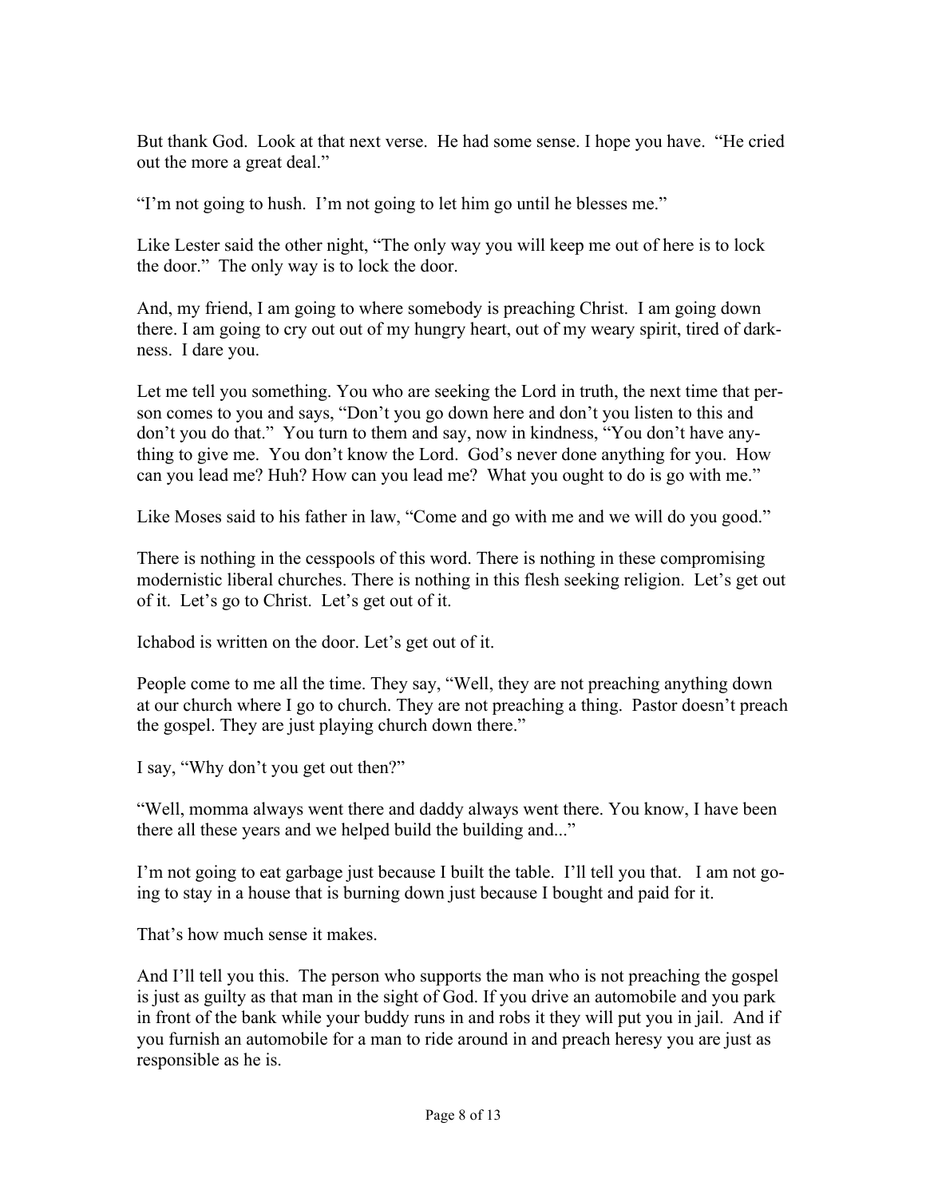But thank God. Look at that next verse. He had some sense. I hope you have. "He cried out the more a great deal."

"I'm not going to hush. I'm not going to let him go until he blesses me."

Like Lester said the other night, "The only way you will keep me out of here is to lock the door." The only way is to lock the door.

And, my friend, I am going to where somebody is preaching Christ. I am going down there. I am going to cry out out of my hungry heart, out of my weary spirit, tired of darkness. I dare you.

Let me tell you something. You who are seeking the Lord in truth, the next time that person comes to you and says, "Don't you go down here and don't you listen to this and don't you do that." You turn to them and say, now in kindness, "You don't have anything to give me. You don't know the Lord. God's never done anything for you. How can you lead me? Huh? How can you lead me? What you ought to do is go with me."

Like Moses said to his father in law, "Come and go with me and we will do you good."

There is nothing in the cesspools of this word. There is nothing in these compromising modernistic liberal churches. There is nothing in this flesh seeking religion. Let's get out of it. Let's go to Christ. Let's get out of it.

Ichabod is written on the door. Let's get out of it.

People come to me all the time. They say, "Well, they are not preaching anything down at our church where I go to church. They are not preaching a thing. Pastor doesn't preach the gospel. They are just playing church down there."

I say, "Why don't you get out then?"

"Well, momma always went there and daddy always went there. You know, I have been there all these years and we helped build the building and..."

I'm not going to eat garbage just because I built the table. I'll tell you that. I am not going to stay in a house that is burning down just because I bought and paid for it.

That's how much sense it makes.

And I'll tell you this. The person who supports the man who is not preaching the gospel is just as guilty as that man in the sight of God. If you drive an automobile and you park in front of the bank while your buddy runs in and robs it they will put you in jail. And if you furnish an automobile for a man to ride around in and preach heresy you are just as responsible as he is.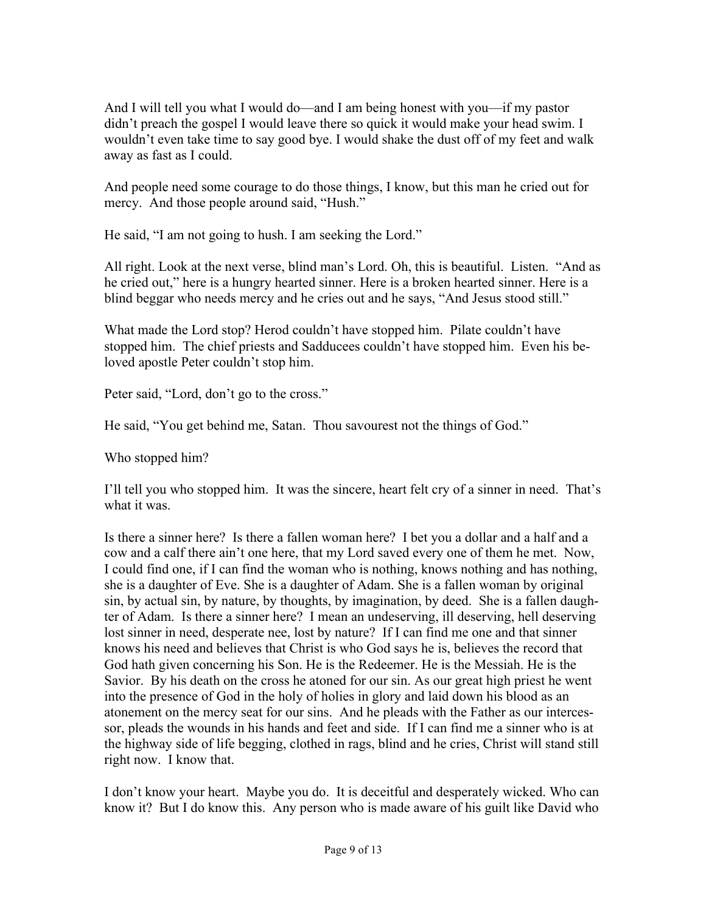And I will tell you what I would do—and I am being honest with you—if my pastor didn't preach the gospel I would leave there so quick it would make your head swim. I wouldn't even take time to say good bye. I would shake the dust off of my feet and walk away as fast as I could.

And people need some courage to do those things, I know, but this man he cried out for mercy. And those people around said, "Hush."

He said, "I am not going to hush. I am seeking the Lord."

All right. Look at the next verse, blind man's Lord. Oh, this is beautiful. Listen. "And as he cried out," here is a hungry hearted sinner. Here is a broken hearted sinner. Here is a blind beggar who needs mercy and he cries out and he says, "And Jesus stood still."

What made the Lord stop? Herod couldn't have stopped him. Pilate couldn't have stopped him. The chief priests and Sadducees couldn't have stopped him. Even his beloved apostle Peter couldn't stop him.

Peter said, "Lord, don't go to the cross."

He said, "You get behind me, Satan. Thou savourest not the things of God."

Who stopped him?

I'll tell you who stopped him. It was the sincere, heart felt cry of a sinner in need. That's what it was.

Is there a sinner here? Is there a fallen woman here? I bet you a dollar and a half and a cow and a calf there ain't one here, that my Lord saved every one of them he met. Now, I could find one, if I can find the woman who is nothing, knows nothing and has nothing, she is a daughter of Eve. She is a daughter of Adam. She is a fallen woman by original sin, by actual sin, by nature, by thoughts, by imagination, by deed. She is a fallen daughter of Adam. Is there a sinner here? I mean an undeserving, ill deserving, hell deserving lost sinner in need, desperate nee, lost by nature? If I can find me one and that sinner knows his need and believes that Christ is who God says he is, believes the record that God hath given concerning his Son. He is the Redeemer. He is the Messiah. He is the Savior. By his death on the cross he atoned for our sin. As our great high priest he went into the presence of God in the holy of holies in glory and laid down his blood as an atonement on the mercy seat for our sins. And he pleads with the Father as our intercessor, pleads the wounds in his hands and feet and side. If I can find me a sinner who is at the highway side of life begging, clothed in rags, blind and he cries, Christ will stand still right now. I know that.

I don't know your heart. Maybe you do. It is deceitful and desperately wicked. Who can know it? But I do know this. Any person who is made aware of his guilt like David who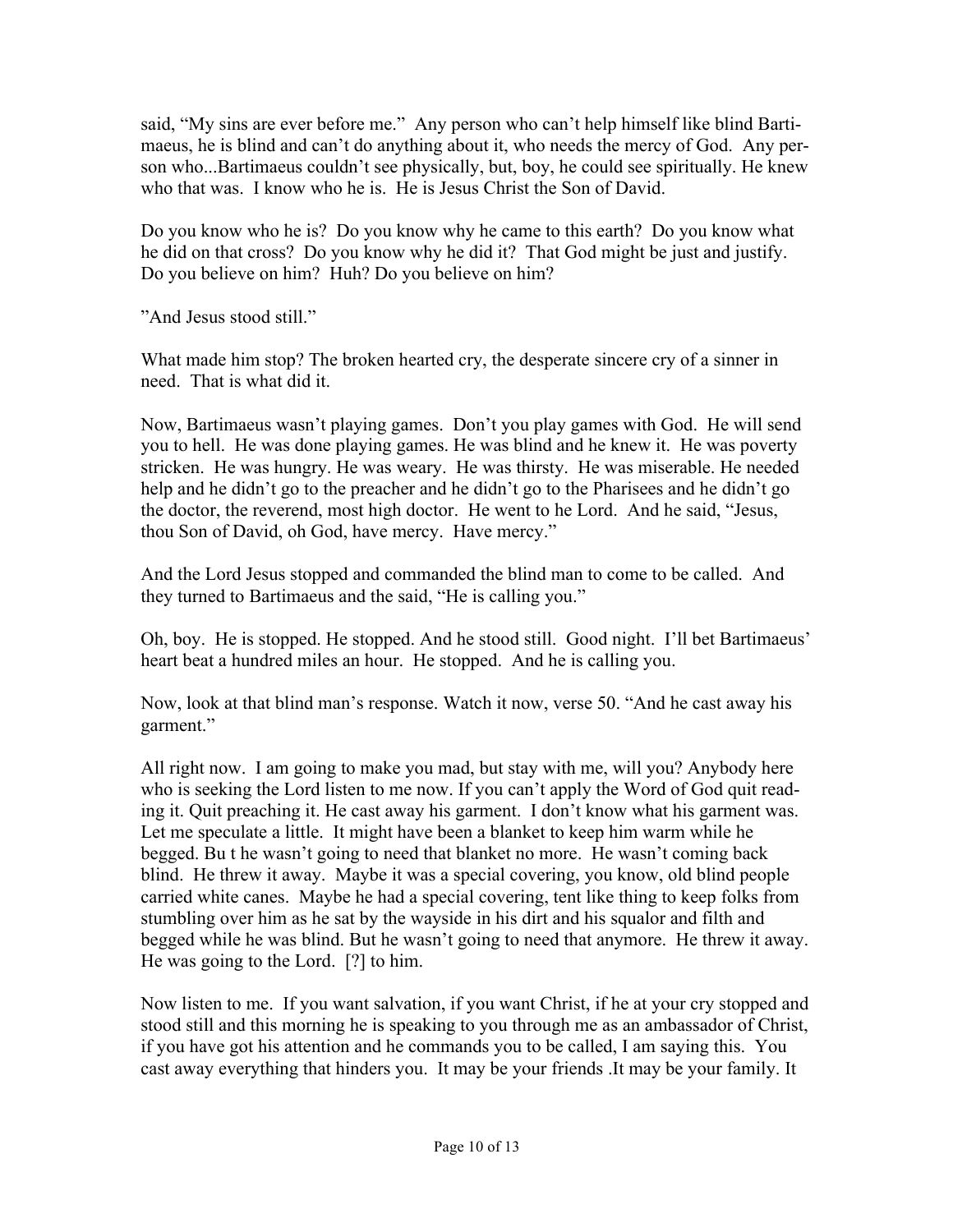said, "My sins are ever before me." Any person who can't help himself like blind Bartimaeus, he is blind and can't do anything about it, who needs the mercy of God. Any person who...Bartimaeus couldn't see physically, but, boy, he could see spiritually. He knew who that was. I know who he is. He is Jesus Christ the Son of David.

Do you know who he is? Do you know why he came to this earth? Do you know what he did on that cross? Do you know why he did it? That God might be just and justify. Do you believe on him? Huh? Do you believe on him?

"And Jesus stood still."

What made him stop? The broken hearted cry, the desperate sincere cry of a sinner in need. That is what did it.

Now, Bartimaeus wasn't playing games. Don't you play games with God. He will send you to hell. He was done playing games. He was blind and he knew it. He was poverty stricken. He was hungry. He was weary. He was thirsty. He was miserable. He needed help and he didn't go to the preacher and he didn't go to the Pharisees and he didn't go the doctor, the reverend, most high doctor. He went to he Lord. And he said, "Jesus, thou Son of David, oh God, have mercy. Have mercy."

And the Lord Jesus stopped and commanded the blind man to come to be called. And they turned to Bartimaeus and the said, "He is calling you."

Oh, boy. He is stopped. He stopped. And he stood still. Good night. I'll bet Bartimaeus' heart beat a hundred miles an hour. He stopped. And he is calling you.

Now, look at that blind man's response. Watch it now, verse 50. "And he cast away his garment."

All right now. I am going to make you mad, but stay with me, will you? Anybody here who is seeking the Lord listen to me now. If you can't apply the Word of God quit reading it. Quit preaching it. He cast away his garment. I don't know what his garment was. Let me speculate a little. It might have been a blanket to keep him warm while he begged. Bu t he wasn't going to need that blanket no more. He wasn't coming back blind. He threw it away. Maybe it was a special covering, you know, old blind people carried white canes. Maybe he had a special covering, tent like thing to keep folks from stumbling over him as he sat by the wayside in his dirt and his squalor and filth and begged while he was blind. But he wasn't going to need that anymore. He threw it away. He was going to the Lord. [?] to him.

Now listen to me. If you want salvation, if you want Christ, if he at your cry stopped and stood still and this morning he is speaking to you through me as an ambassador of Christ, if you have got his attention and he commands you to be called, I am saying this. You cast away everything that hinders you. It may be your friends .It may be your family. It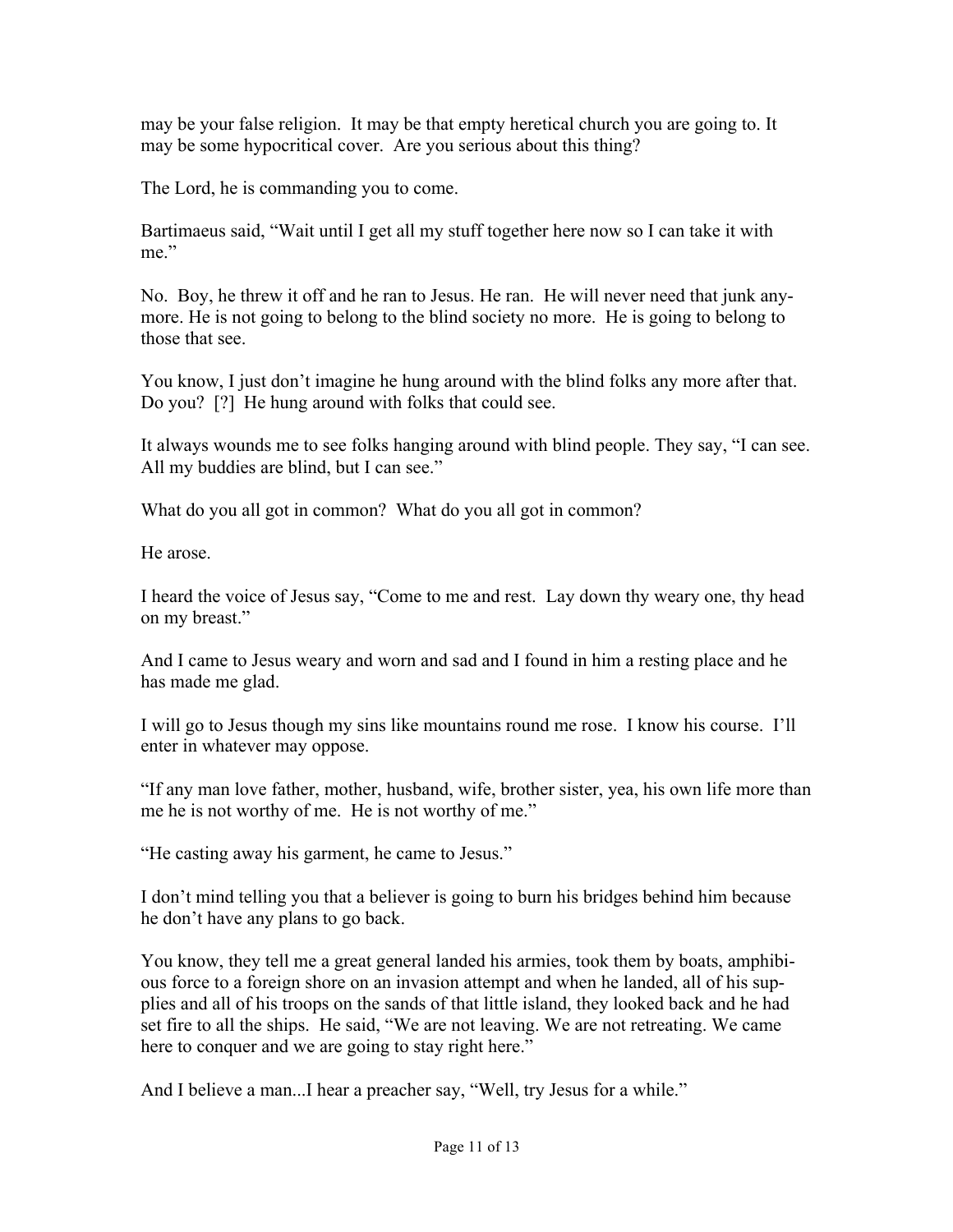may be your false religion. It may be that empty heretical church you are going to. It may be some hypocritical cover. Are you serious about this thing?

The Lord, he is commanding you to come.

Bartimaeus said, "Wait until I get all my stuff together here now so I can take it with me."

No. Boy, he threw it off and he ran to Jesus. He ran. He will never need that junk anymore. He is not going to belong to the blind society no more. He is going to belong to those that see.

You know, I just don't imagine he hung around with the blind folks any more after that. Do you? [?] He hung around with folks that could see.

It always wounds me to see folks hanging around with blind people. They say, "I can see. All my buddies are blind, but I can see."

What do you all got in common? What do you all got in common?

He arose.

I heard the voice of Jesus say, "Come to me and rest. Lay down thy weary one, thy head on my breast."

And I came to Jesus weary and worn and sad and I found in him a resting place and he has made me glad.

I will go to Jesus though my sins like mountains round me rose. I know his course. I'll enter in whatever may oppose.

"If any man love father, mother, husband, wife, brother sister, yea, his own life more than me he is not worthy of me. He is not worthy of me."

"He casting away his garment, he came to Jesus."

I don't mind telling you that a believer is going to burn his bridges behind him because he don't have any plans to go back.

You know, they tell me a great general landed his armies, took them by boats, amphibious force to a foreign shore on an invasion attempt and when he landed, all of his supplies and all of his troops on the sands of that little island, they looked back and he had set fire to all the ships. He said, "We are not leaving. We are not retreating. We came here to conquer and we are going to stay right here."

And I believe a man...I hear a preacher say, "Well, try Jesus for a while."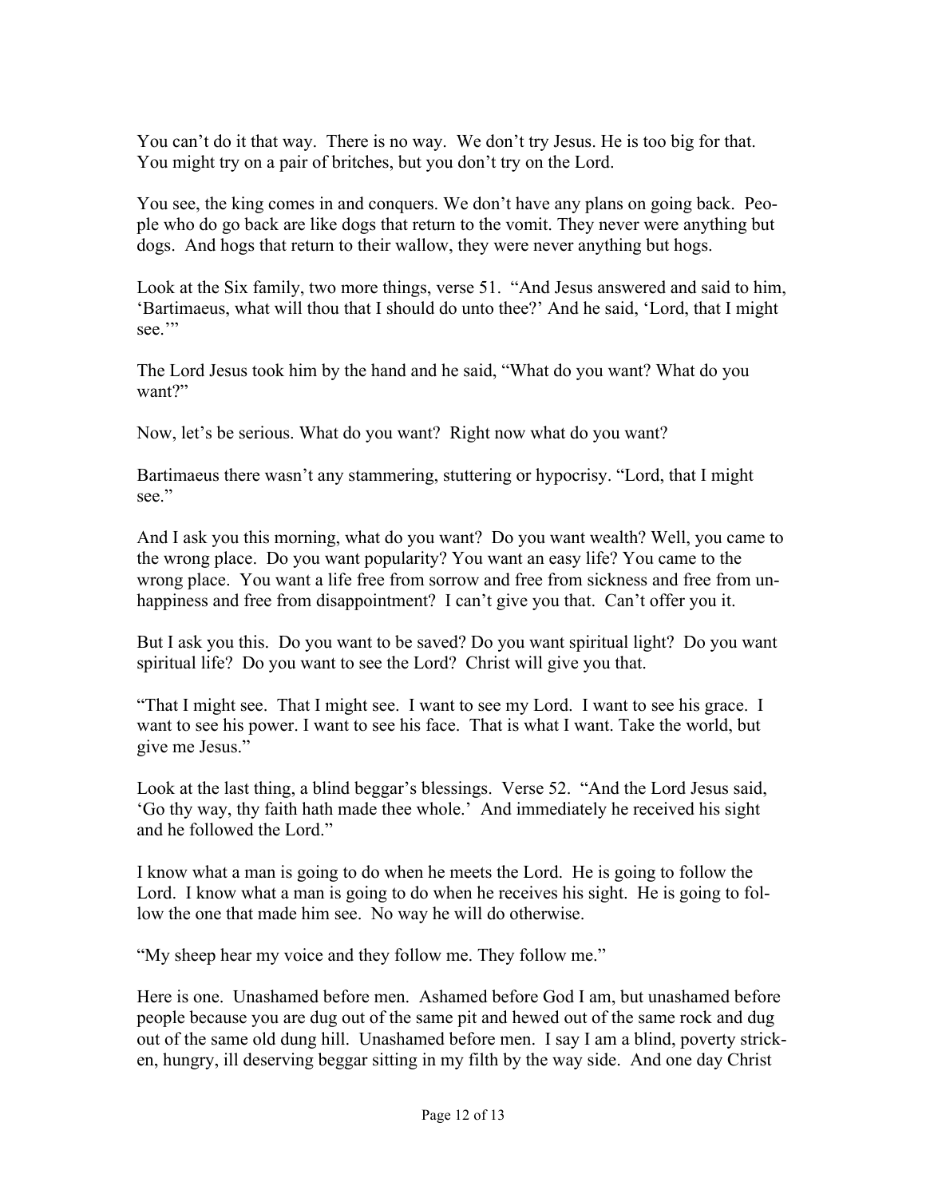You can't do it that way. There is no way. We don't try Jesus. He is too big for that. You might try on a pair of britches, but you don't try on the Lord.

You see, the king comes in and conquers. We don't have any plans on going back. People who do go back are like dogs that return to the vomit. They never were anything but dogs. And hogs that return to their wallow, they were never anything but hogs.

Look at the Six family, two more things, verse 51. "And Jesus answered and said to him, 'Bartimaeus, what will thou that I should do unto thee?' And he said, 'Lord, that I might see.'"

The Lord Jesus took him by the hand and he said, "What do you want? What do you want?"

Now, let's be serious. What do you want? Right now what do you want?

Bartimaeus there wasn't any stammering, stuttering or hypocrisy. "Lord, that I might see."

And I ask you this morning, what do you want? Do you want wealth? Well, you came to the wrong place. Do you want popularity? You want an easy life? You came to the wrong place. You want a life free from sorrow and free from sickness and free from unhappiness and free from disappointment? I can't give you that. Can't offer you it.

But I ask you this. Do you want to be saved? Do you want spiritual light? Do you want spiritual life? Do you want to see the Lord? Christ will give you that.

"That I might see. That I might see. I want to see my Lord. I want to see his grace. I want to see his power. I want to see his face. That is what I want. Take the world, but give me Jesus."

Look at the last thing, a blind beggar's blessings. Verse 52. "And the Lord Jesus said, 'Go thy way, thy faith hath made thee whole.' And immediately he received his sight and he followed the Lord."

I know what a man is going to do when he meets the Lord. He is going to follow the Lord. I know what a man is going to do when he receives his sight. He is going to follow the one that made him see. No way he will do otherwise.

"My sheep hear my voice and they follow me. They follow me."

Here is one. Unashamed before men. Ashamed before God I am, but unashamed before people because you are dug out of the same pit and hewed out of the same rock and dug out of the same old dung hill. Unashamed before men. I say I am a blind, poverty stricken, hungry, ill deserving beggar sitting in my filth by the way side. And one day Christ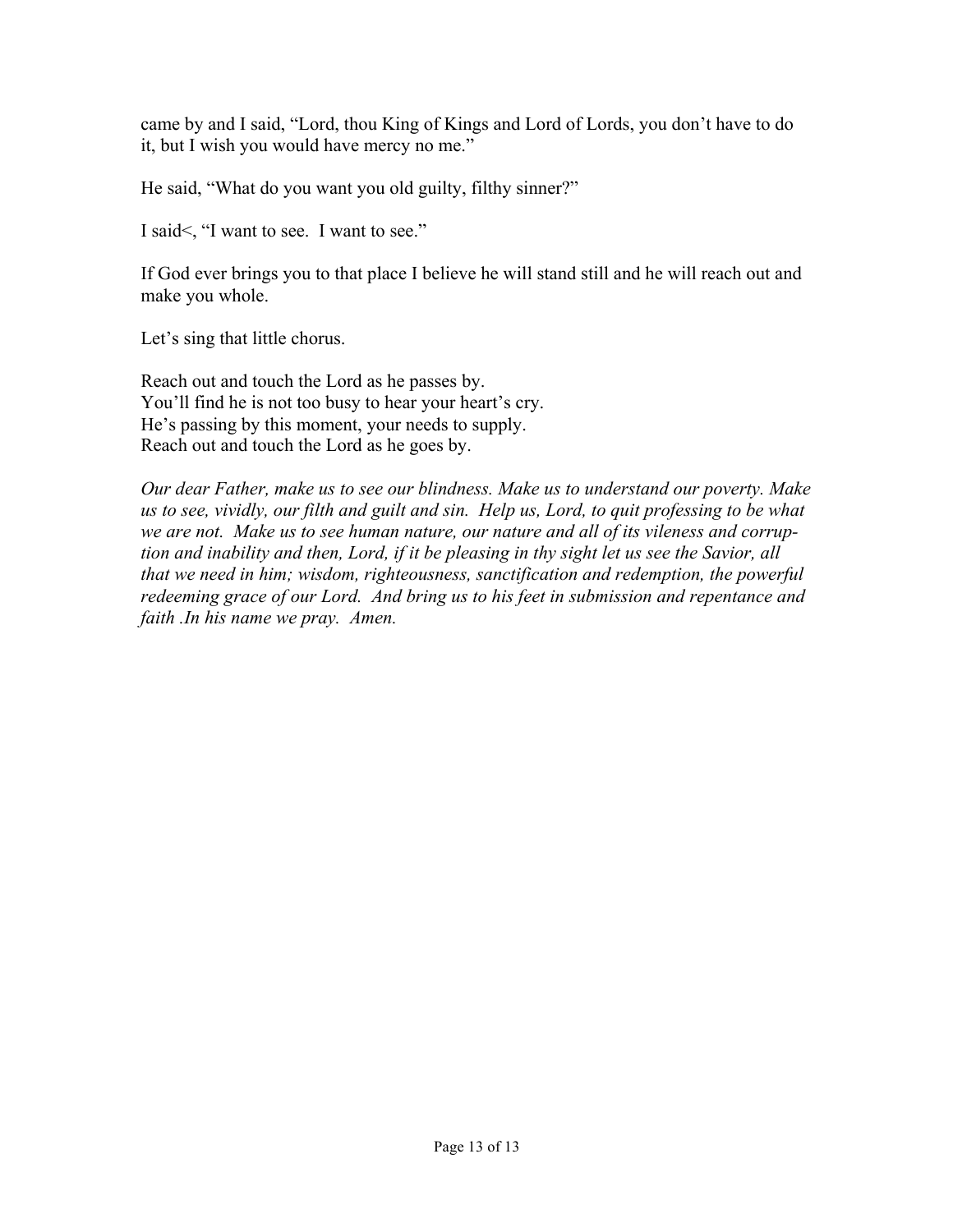came by and I said, "Lord, thou King of Kings and Lord of Lords, you don't have to do it, but I wish you would have mercy no me."

He said, "What do you want you old guilty, filthy sinner?"

I said<, "I want to see. I want to see."

If God ever brings you to that place I believe he will stand still and he will reach out and make you whole.

Let's sing that little chorus.

Reach out and touch the Lord as he passes by.
You'll find he is not too busy to hear your heart's cry.
He's passing by this moment, your needs to supply.
Reach out and touch the Lord as he goes by.

*Our dear Father, make us to see our blindness. Make us to understand our poverty. Make us to see, vividly, our filth and guilt and sin. Help us, Lord, to quit professing to be what we are not. Make us to see human nature, our nature and all of its vileness and corruption and inability and then, Lord, if it be pleasing in thy sight let us see the Savior, all that we need in him; wisdom, righteousness, sanctification and redemption, the powerful redeeming grace of our Lord. And bring us to his feet in submission and repentance and faith .In his name we pray. Amen.*